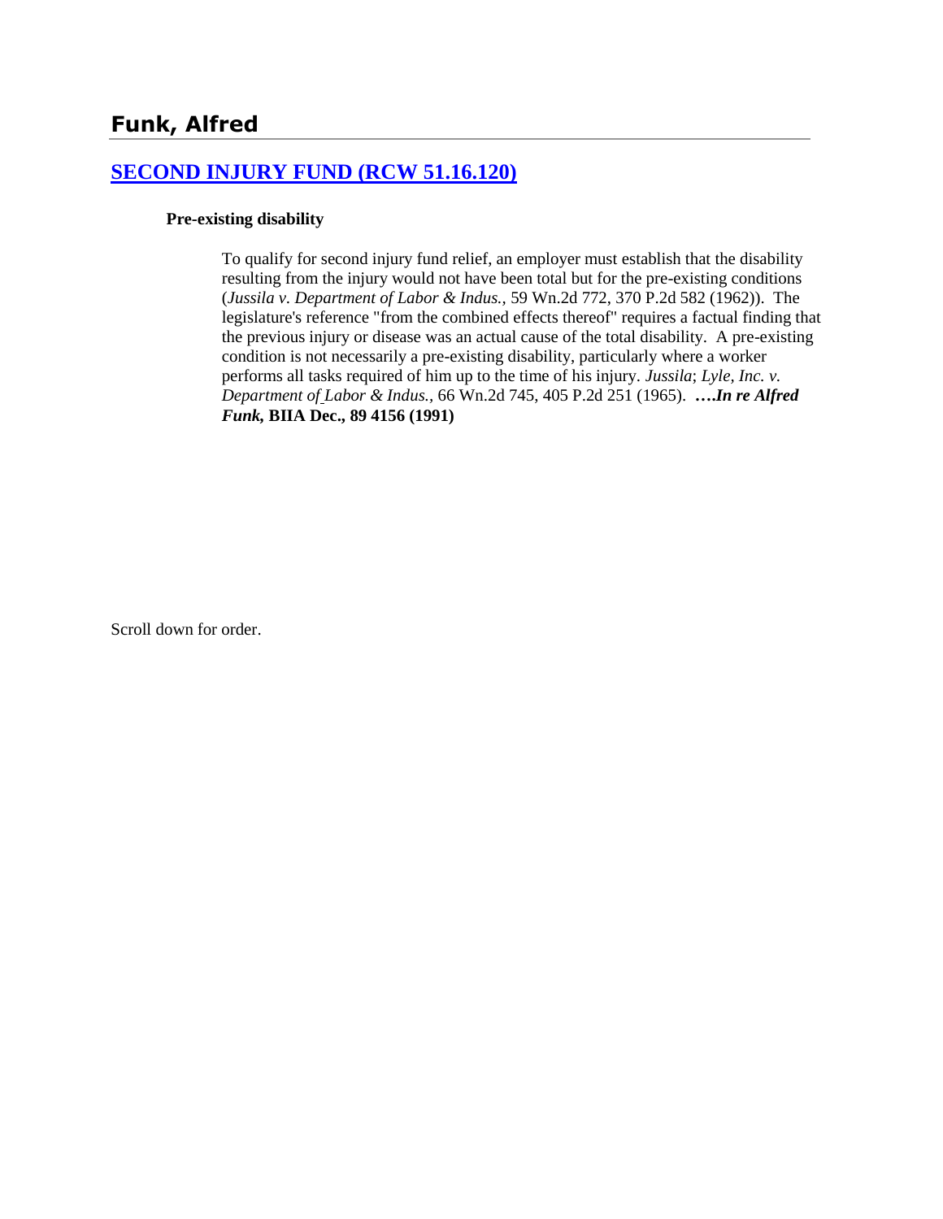## Funk, Alfred

### [SECOND INJURY FUND (RCW 51.16.120)]

**Pre-existing disability**

To qualify for second injury fund relief, an employer must establish that the disability resulting from the injury would not have been total but for the pre-existing conditions (*Jussila v. Department of Labor & Indus.*, 59 Wn.2d 772, 370 P.2d 582 (1962)). The legislature's reference "from the combined effects thereof" requires a factual finding that the previous injury or disease was an actual cause of the total disability. A pre-existing condition is not necessarily a pre-existing disability, particularly where a worker performs all tasks required of him up to the time of his injury. *Jussila*; *Lyle, Inc. v. Department of Labor & Indus.*, 66 Wn.2d 745, 405 P.2d 251 (1965). **….*In re Alfred Funk*, BIIA Dec., 89 4156 (1991)**

Scroll down for order.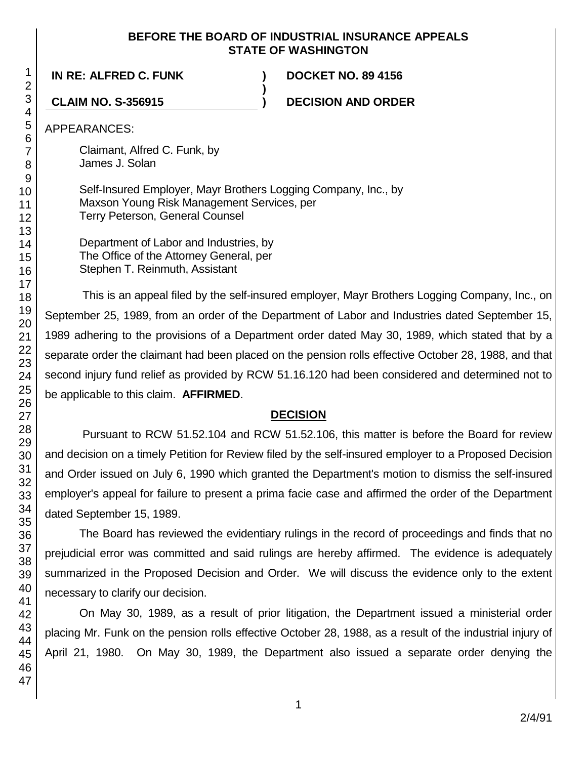**BEFORE THE BOARD OF INDUSTRIAL INSURANCE APPEALS**
**STATE OF WASHINGTON**

| | | |
|---|---|---|
| **IN RE: ALFRED C. FUNK** | **)** | **DOCKET NO. 89 4156** |
| | **)** | |
| **CLAIM NO. S-356915** | **)** | **DECISION AND ORDER** |

APPEARANCES:

Claimant, Alfred C. Funk, by
James J. Solan

Self-Insured Employer, Mayr Brothers Logging Company, Inc., by
Maxson Young Risk Management Services, per
Terry Peterson, General Counsel

Department of Labor and Industries, by
The Office of the Attorney General, per
Stephen T. Reinmuth, Assistant

This is an appeal filed by the self-insured employer, Mayr Brothers Logging Company, Inc., on September 25, 1989, from an order of the Department of Labor and Industries dated September 15, 1989 adhering to the provisions of a Department order dated May 30, 1989, which stated that by a separate order the claimant had been placed on the pension rolls effective October 28, 1988, and that second injury fund relief as provided by RCW 51.16.120 had been considered and determined not to be applicable to this claim. **AFFIRMED**.

## DECISION

Pursuant to RCW 51.52.104 and RCW 51.52.106, this matter is before the Board for review and decision on a timely Petition for Review filed by the self-insured employer to a Proposed Decision and Order issued on July 6, 1990 which granted the Department's motion to dismiss the self-insured employer's appeal for failure to present a prima facie case and affirmed the order of the Department dated September 15, 1989.

The Board has reviewed the evidentiary rulings in the record of proceedings and finds that no prejudicial error was committed and said rulings are hereby affirmed. The evidence is adequately summarized in the Proposed Decision and Order. We will discuss the evidence only to the extent necessary to clarify our decision.

On May 30, 1989, as a result of prior litigation, the Department issued a ministerial order placing Mr. Funk on the pension rolls effective October 28, 1988, as a result of the industrial injury of April 21, 1980. On May 30, 1989, the Department also issued a separate order denying the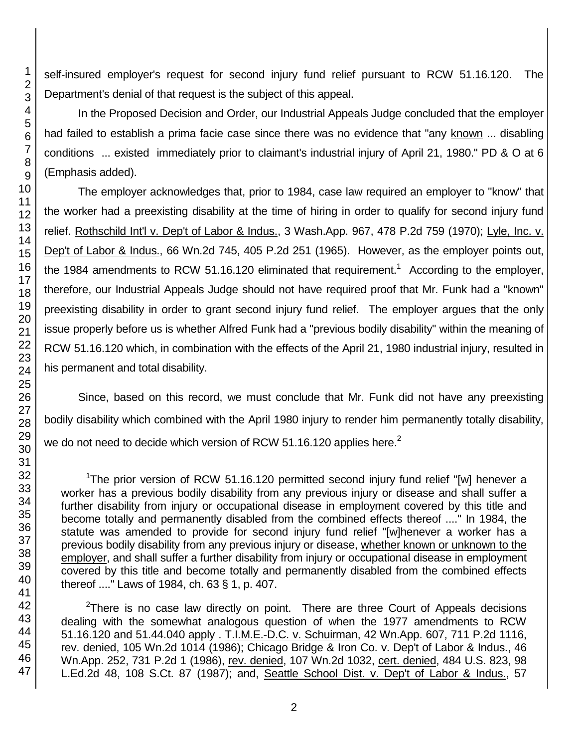self-insured employer's request for second injury fund relief pursuant to RCW 51.16.120. The Department's denial of that request is the subject of this appeal.

In the Proposed Decision and Order, our Industrial Appeals Judge concluded that the employer had failed to establish a prima facie case since there was no evidence that "any known ... disabling conditions ... existed immediately prior to claimant's industrial injury of April 21, 1980." PD & O at 6 (Emphasis added).

The employer acknowledges that, prior to 1984, case law required an employer to "know" that the worker had a preexisting disability at the time of hiring in order to qualify for second injury fund relief. Rothschild Int'l v. Dep't of Labor & Indus., 3 Wash.App. 967, 478 P.2d 759 (1970); Lyle, Inc. v. Dep't of Labor & Indus., 66 Wn.2d 745, 405 P.2d 251 (1965). However, as the employer points out, the 1984 amendments to RCW 51.16.120 eliminated that requirement.[1] According to the employer, therefore, our Industrial Appeals Judge should not have required proof that Mr. Funk had a "known" preexisting disability in order to grant second injury fund relief. The employer argues that the only issue properly before us is whether Alfred Funk had a "previous bodily disability" within the meaning of RCW 51.16.120 which, in combination with the effects of the April 21, 1980 industrial injury, resulted in his permanent and total disability.

Since, based on this record, we must conclude that Mr. Funk did not have any preexisting bodily disability which combined with the April 1980 injury to render him permanently totally disability, we do not need to decide which version of RCW 51.16.120 applies here.[2]

---

[1]The prior version of RCW 51.16.120 permitted second injury fund relief "[w] henever a worker has a previous bodily disability from any previous injury or disease and shall suffer a further disability from injury or occupational disease in employment covered by this title and become totally and permanently disabled from the combined effects thereof ...." In 1984, the statute was amended to provide for second injury fund relief "[w]henever a worker has a previous bodily disability from any previous injury or disease, whether known or unknown to the employer, and shall suffer a further disability from injury or occupational disease in employment covered by this title and become totally and permanently disabled from the combined effects thereof ...." Laws of 1984, ch. 63 § 1, p. 407.

[2]There is no case law directly on point. There are three Court of Appeals decisions dealing with the somewhat analogous question of when the 1977 amendments to RCW 51.16.120 and 51.44.040 apply . T.I.M.E.-D.C. v. Schuirman, 42 Wn.App. 607, 711 P.2d 1116, rev. denied, 105 Wn.2d 1014 (1986); Chicago Bridge & Iron Co. v. Dep't of Labor & Indus., 46 Wn.App. 252, 731 P.2d 1 (1986), rev. denied, 107 Wn.2d 1032, cert. denied, 484 U.S. 823, 98 L.Ed.2d 48, 108 S.Ct. 87 (1987); and, Seattle School Dist. v. Dep't of Labor & Indus., 57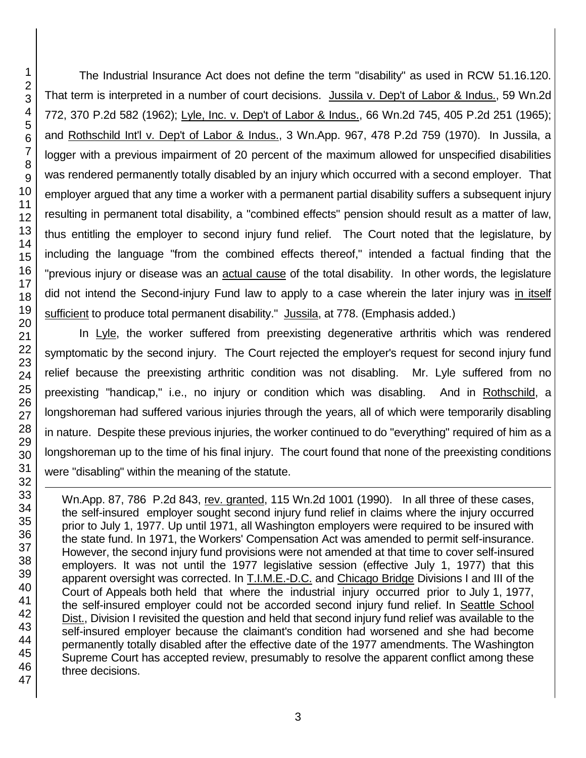The Industrial Insurance Act does not define the term "disability" as used in RCW 51.16.120. That term is interpreted in a number of court decisions. Jussila v. Dep't of Labor & Indus., 59 Wn.2d 772, 370 P.2d 582 (1962); Lyle, Inc. v. Dep't of Labor & Indus., 66 Wn.2d 745, 405 P.2d 251 (1965); and Rothschild Int'l v. Dep't of Labor & Indus., 3 Wn.App. 967, 478 P.2d 759 (1970). In Jussila, a logger with a previous impairment of 20 percent of the maximum allowed for unspecified disabilities was rendered permanently totally disabled by an injury which occurred with a second employer. That employer argued that any time a worker with a permanent partial disability suffers a subsequent injury resulting in permanent total disability, a "combined effects" pension should result as a matter of law, thus entitling the employer to second injury fund relief. The Court noted that the legislature, by including the language "from the combined effects thereof," intended a factual finding that the "previous injury or disease was an actual cause of the total disability. In other words, the legislature did not intend the Second-injury Fund law to apply to a case wherein the later injury was in itself sufficient to produce total permanent disability." Jussila, at 778. (Emphasis added.)

In Lyle, the worker suffered from preexisting degenerative arthritis which was rendered symptomatic by the second injury. The Court rejected the employer's request for second injury fund relief because the preexisting arthritic condition was not disabling. Mr. Lyle suffered from no preexisting "handicap," i.e., no injury or condition which was disabling. And in Rothschild, a longshoreman had suffered various injuries through the years, all of which were temporarily disabling in nature. Despite these previous injuries, the worker continued to do "everything" required of him as a longshoreman up to the time of his final injury. The court found that none of the preexisting conditions were "disabling" within the meaning of the statute.

---

Wn.App. 87, 786 P.2d 843, rev. granted, 115 Wn.2d 1001 (1990). In all three of these cases, the self-insured employer sought second injury fund relief in claims where the injury occurred prior to July 1, 1977. Up until 1971, all Washington employers were required to be insured with the state fund. In 1971, the Workers' Compensation Act was amended to permit self-insurance. However, the second injury fund provisions were not amended at that time to cover self-insured employers. It was not until the 1977 legislative session (effective July 1, 1977) that this apparent oversight was corrected. In T.I.M.E.-D.C. and Chicago Bridge Divisions I and III of the Court of Appeals both held that where the industrial injury occurred prior to July 1, 1977, the self-insured employer could not be accorded second injury fund relief. In Seattle School Dist., Division I revisited the question and held that second injury fund relief was available to the self-insured employer because the claimant's condition had worsened and she had become permanently totally disabled after the effective date of the 1977 amendments. The Washington Supreme Court has accepted review, presumably to resolve the apparent conflict among these three decisions.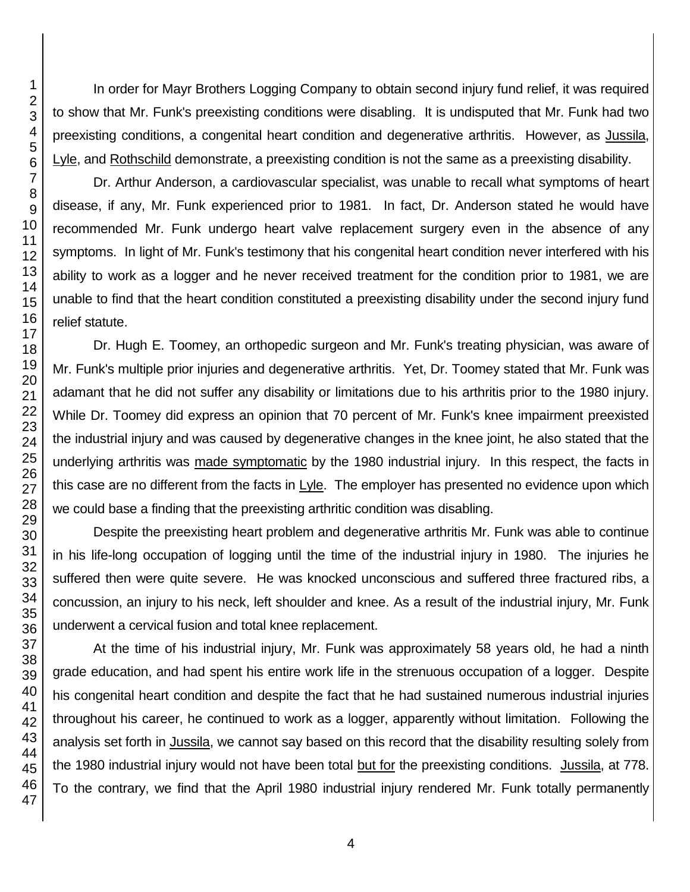In order for Mayr Brothers Logging Company to obtain second injury fund relief, it was required to show that Mr. Funk's preexisting conditions were disabling. It is undisputed that Mr. Funk had two preexisting conditions, a congenital heart condition and degenerative arthritis. However, as Jussila, Lyle, and Rothschild demonstrate, a preexisting condition is not the same as a preexisting disability.

Dr. Arthur Anderson, a cardiovascular specialist, was unable to recall what symptoms of heart disease, if any, Mr. Funk experienced prior to 1981. In fact, Dr. Anderson stated he would have recommended Mr. Funk undergo heart valve replacement surgery even in the absence of any symptoms. In light of Mr. Funk's testimony that his congenital heart condition never interfered with his ability to work as a logger and he never received treatment for the condition prior to 1981, we are unable to find that the heart condition constituted a preexisting disability under the second injury fund relief statute.

Dr. Hugh E. Toomey, an orthopedic surgeon and Mr. Funk's treating physician, was aware of Mr. Funk's multiple prior injuries and degenerative arthritis. Yet, Dr. Toomey stated that Mr. Funk was adamant that he did not suffer any disability or limitations due to his arthritis prior to the 1980 injury. While Dr. Toomey did express an opinion that 70 percent of Mr. Funk's knee impairment preexisted the industrial injury and was caused by degenerative changes in the knee joint, he also stated that the underlying arthritis was made symptomatic by the 1980 industrial injury. In this respect, the facts in this case are no different from the facts in Lyle. The employer has presented no evidence upon which we could base a finding that the preexisting arthritic condition was disabling.

Despite the preexisting heart problem and degenerative arthritis Mr. Funk was able to continue in his life-long occupation of logging until the time of the industrial injury in 1980. The injuries he suffered then were quite severe. He was knocked unconscious and suffered three fractured ribs, a concussion, an injury to his neck, left shoulder and knee. As a result of the industrial injury, Mr. Funk underwent a cervical fusion and total knee replacement.

At the time of his industrial injury, Mr. Funk was approximately 58 years old, he had a ninth grade education, and had spent his entire work life in the strenuous occupation of a logger. Despite his congenital heart condition and despite the fact that he had sustained numerous industrial injuries throughout his career, he continued to work as a logger, apparently without limitation. Following the analysis set forth in Jussila, we cannot say based on this record that the disability resulting solely from the 1980 industrial injury would not have been total but for the preexisting conditions. Jussila, at 778. To the contrary, we find that the April 1980 industrial injury rendered Mr. Funk totally permanently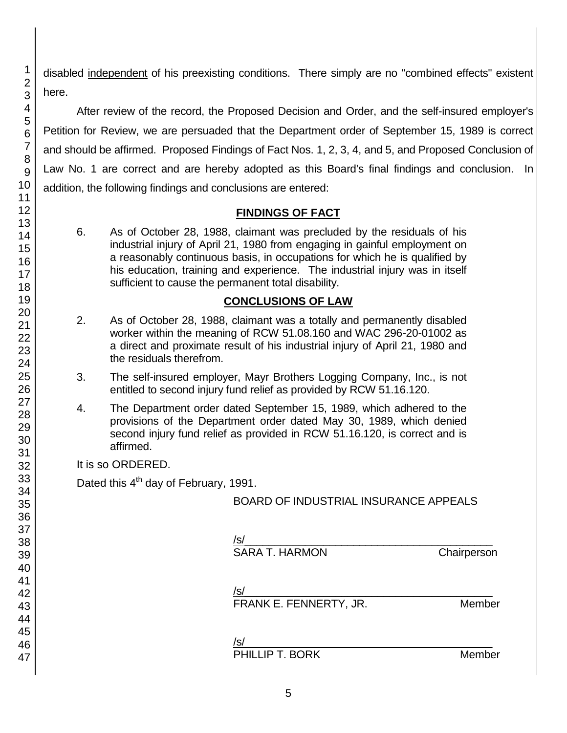disabled independent of his preexisting conditions. There simply are no "combined effects" existent here.

After review of the record, the Proposed Decision and Order, and the self-insured employer's Petition for Review, we are persuaded that the Department order of September 15, 1989 is correct and should be affirmed. Proposed Findings of Fact Nos. 1, 2, 3, 4, and 5, and Proposed Conclusion of Law No. 1 are correct and are hereby adopted as this Board's final findings and conclusion. In addition, the following findings and conclusions are entered:

## FINDINGS OF FACT

6. As of October 28, 1988, claimant was precluded by the residuals of his industrial injury of April 21, 1980 from engaging in gainful employment on a reasonably continuous basis, in occupations for which he is qualified by his education, training and experience. The industrial injury was in itself sufficient to cause the permanent total disability.

## CONCLUSIONS OF LAW

2. As of October 28, 1988, claimant was a totally and permanently disabled worker within the meaning of RCW 51.08.160 and WAC 296-20-01002 as a direct and proximate result of his industrial injury of April 21, 1980 and the residuals therefrom.

3. The self-insured employer, Mayr Brothers Logging Company, Inc., is not entitled to second injury fund relief as provided by RCW 51.16.120.

4. The Department order dated September 15, 1989, which adhered to the provisions of the Department order dated May 30, 1989, which denied second injury fund relief as provided in RCW 51.16.120, is correct and is affirmed.

It is so ORDERED.

Dated this 4th day of February, 1991.

BOARD OF INDUSTRIAL INSURANCE APPEALS

/s/
SARA T. HARMON — Chairperson

/s/
FRANK E. FENNERTY, JR. — Member

/s/
PHILLIP T. BORK — Member